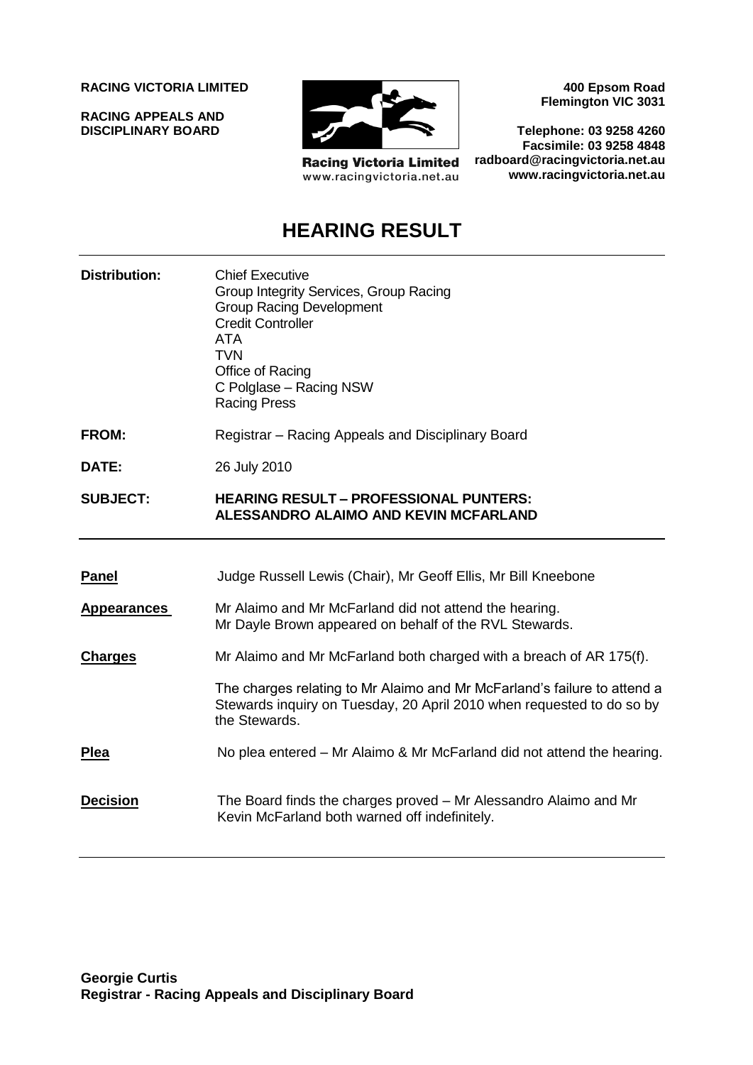**RACING VICTORIA LIMITED**

**RACING APPEALS AND DISCIPLINARY BOARD**

Racing Victoria Limited
www.racingvictoria.net.au

**400 Epsom Road**
**Flemington VIC 3031**

**Telephone: 03 9258 4260**
**Facsimile: 03 9258 4848**
**radboard@racingvictoria.net.au**
**www.racingvictoria.net.au**

# HEARING RESULT

| | |
|---|---|
| **Distribution:** | Chief Executive<br>Group Integrity Services, Group Racing<br>Group Racing Development<br>Credit Controller<br>ATA<br>TVN<br>Office of Racing<br>C Polglase – Racing NSW<br>Racing Press |
| **FROM:** | Registrar – Racing Appeals and Disciplinary Board |
| **DATE:** | 26 July 2010 |
| **SUBJECT:** | **HEARING RESULT – PROFESSIONAL PUNTERS: ALESSANDRO ALAIMO AND KEVIN MCFARLAND** |

| | |
|---|---|
| **Panel** | Judge Russell Lewis (Chair), Mr Geoff Ellis, Mr Bill Kneebone |
| **Appearances** | Mr Alaimo and Mr McFarland did not attend the hearing.<br>Mr Dayle Brown appeared on behalf of the RVL Stewards. |
| **Charges** | Mr Alaimo and Mr McFarland both charged with a breach of AR 175(f).<br><br>The charges relating to Mr Alaimo and Mr McFarland's failure to attend a Stewards inquiry on Tuesday, 20 April 2010 when requested to do so by the Stewards. |
| **Plea** | No plea entered – Mr Alaimo & Mr McFarland did not attend the hearing. |
| **Decision** | The Board finds the charges proved – Mr Alessandro Alaimo and Mr Kevin McFarland both warned off indefinitely. |

**Georgie Curtis**
**Registrar - Racing Appeals and Disciplinary Board**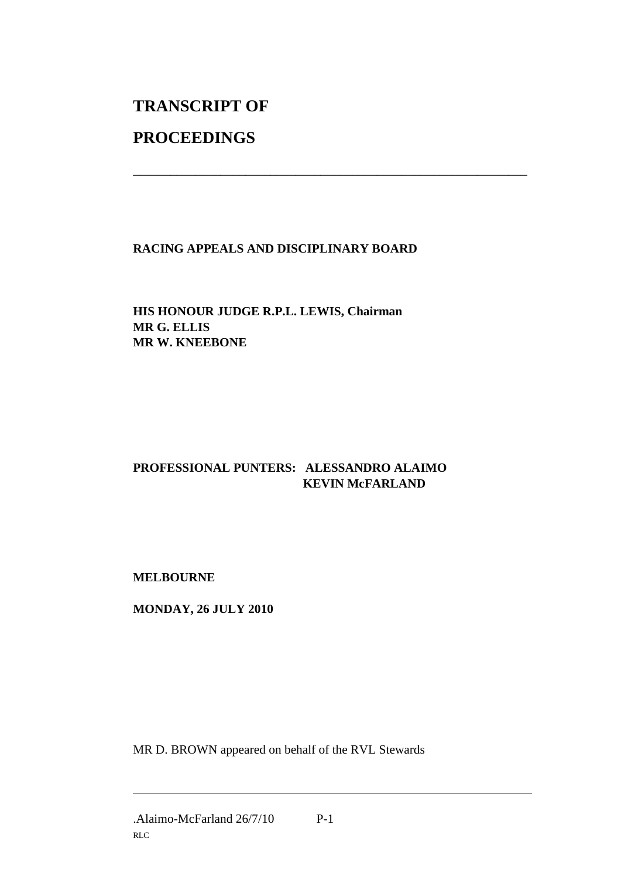# TRANSCRIPT OF

# PROCEEDINGS

---

**RACING APPEALS AND DISCIPLINARY BOARD**

**HIS HONOUR JUDGE R.P.L. LEWIS, Chairman**
**MR G. ELLIS**
**MR W. KNEEBONE**

**PROFESSIONAL PUNTERS: ALESSANDRO ALAIMO**
**KEVIN McFARLAND**

**MELBOURNE**

**MONDAY, 26 JULY 2010**

MR D. BROWN appeared on behalf of the RVL Stewards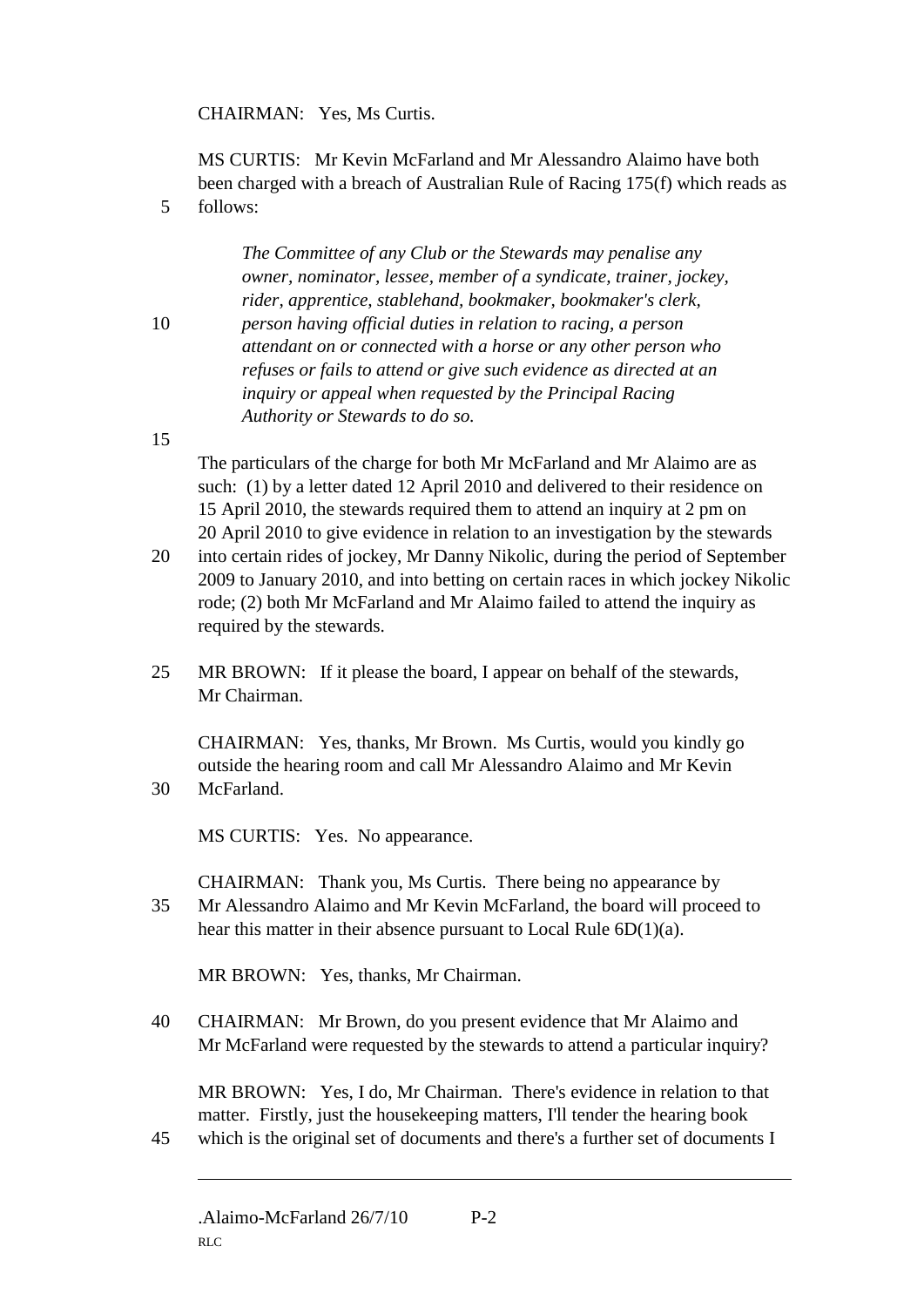CHAIRMAN: Yes, Ms Curtis.

MS CURTIS: Mr Kevin McFarland and Mr Alessandro Alaimo have both been charged with a breach of Australian Rule of Racing 175(f) which reads as follows:

> *The Committee of any Club or the Stewards may penalise any owner, nominator, lessee, member of a syndicate, trainer, jockey, rider, apprentice, stablehand, bookmaker, bookmaker's clerk, person having official duties in relation to racing, a person attendant on or connected with a horse or any other person who refuses or fails to attend or give such evidence as directed at an inquiry or appeal when requested by the Principal Racing Authority or Stewards to do so.*

The particulars of the charge for both Mr McFarland and Mr Alaimo are as such: (1) by a letter dated 12 April 2010 and delivered to their residence on 15 April 2010, the stewards required them to attend an inquiry at 2 pm on 20 April 2010 to give evidence in relation to an investigation by the stewards into certain rides of jockey, Mr Danny Nikolic, during the period of September 2009 to January 2010, and into betting on certain races in which jockey Nikolic rode; (2) both Mr McFarland and Mr Alaimo failed to attend the inquiry as required by the stewards.

MR BROWN: If it please the board, I appear on behalf of the stewards, Mr Chairman.

CHAIRMAN: Yes, thanks, Mr Brown. Ms Curtis, would you kindly go outside the hearing room and call Mr Alessandro Alaimo and Mr Kevin McFarland.

MS CURTIS: Yes. No appearance.

CHAIRMAN: Thank you, Ms Curtis. There being no appearance by Mr Alessandro Alaimo and Mr Kevin McFarland, the board will proceed to hear this matter in their absence pursuant to Local Rule 6D(1)(a).

MR BROWN: Yes, thanks, Mr Chairman.

CHAIRMAN: Mr Brown, do you present evidence that Mr Alaimo and Mr McFarland were requested by the stewards to attend a particular inquiry?

MR BROWN: Yes, I do, Mr Chairman. There's evidence in relation to that matter. Firstly, just the housekeeping matters, I'll tender the hearing book which is the original set of documents and there's a further set of documents I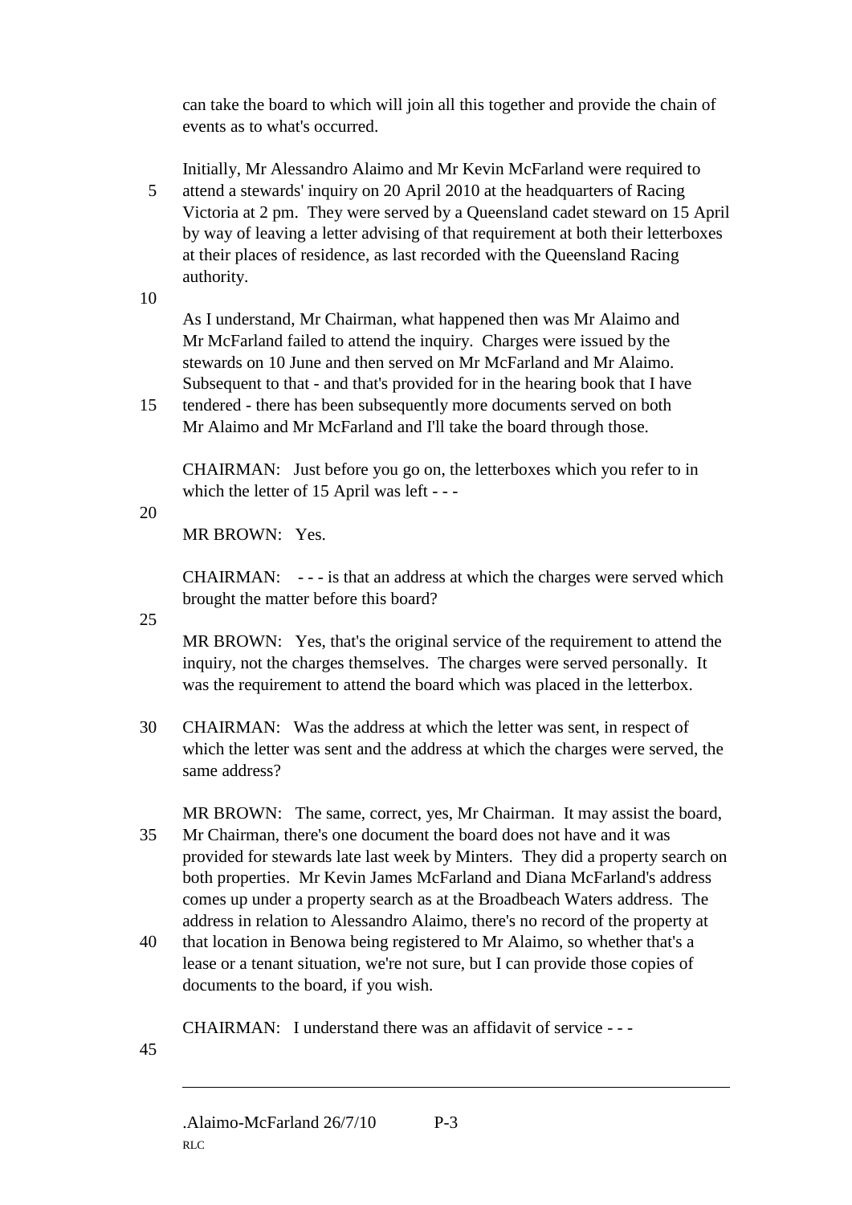can take the board to which will join all this together and provide the chain of events as to what's occurred.

Initially, Mr Alessandro Alaimo and Mr Kevin McFarland were required to attend a stewards' inquiry on 20 April 2010 at the headquarters of Racing Victoria at 2 pm. They were served by a Queensland cadet steward on 15 April by way of leaving a letter advising of that requirement at both their letterboxes at their places of residence, as last recorded with the Queensland Racing authority.

As I understand, Mr Chairman, what happened then was Mr Alaimo and Mr McFarland failed to attend the inquiry. Charges were issued by the stewards on 10 June and then served on Mr McFarland and Mr Alaimo. Subsequent to that - and that's provided for in the hearing book that I have tendered - there has been subsequently more documents served on both Mr Alaimo and Mr McFarland and I'll take the board through those.

CHAIRMAN: Just before you go on, the letterboxes which you refer to in which the letter of 15 April was left - - -

MR BROWN: Yes.

CHAIRMAN: - - - is that an address at which the charges were served which brought the matter before this board?

MR BROWN: Yes, that's the original service of the requirement to attend the inquiry, not the charges themselves. The charges were served personally. It was the requirement to attend the board which was placed in the letterbox.

CHAIRMAN: Was the address at which the letter was sent, in respect of which the letter was sent and the address at which the charges were served, the same address?

MR BROWN: The same, correct, yes, Mr Chairman. It may assist the board, Mr Chairman, there's one document the board does not have and it was provided for stewards late last week by Minters. They did a property search on both properties. Mr Kevin James McFarland and Diana McFarland's address comes up under a property search as at the Broadbeach Waters address. The address in relation to Alessandro Alaimo, there's no record of the property at that location in Benowa being registered to Mr Alaimo, so whether that's a lease or a tenant situation, we're not sure, but I can provide those copies of documents to the board, if you wish.

CHAIRMAN: I understand there was an affidavit of service - - -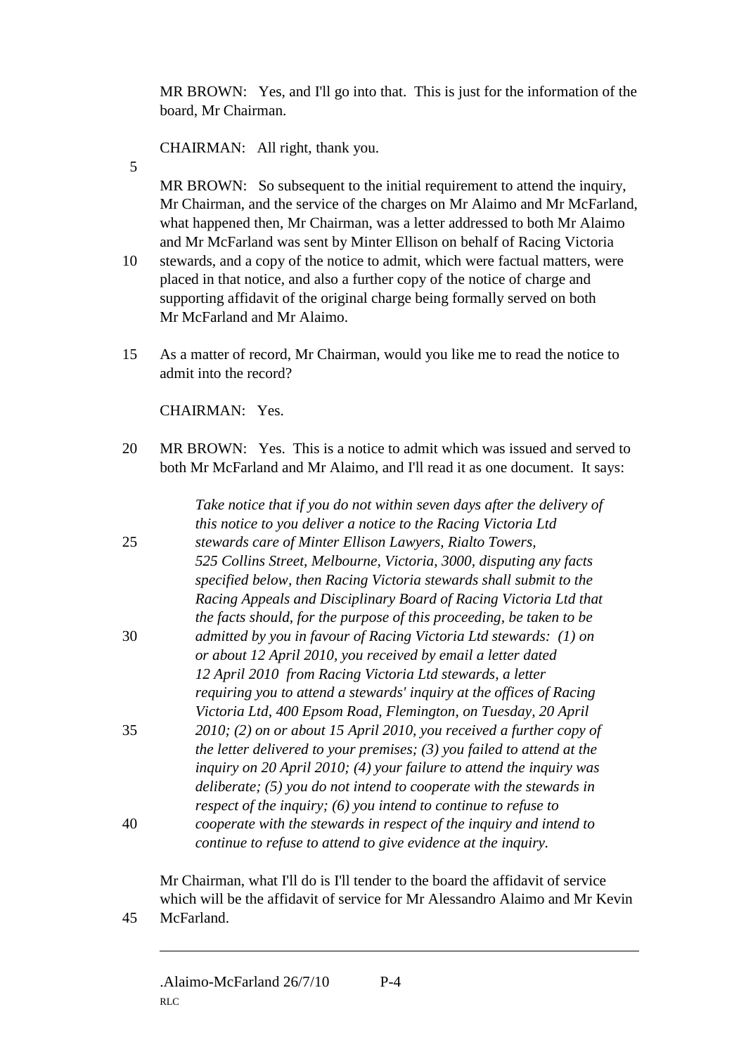MR BROWN: Yes, and I'll go into that. This is just for the information of the board, Mr Chairman.

CHAIRMAN: All right, thank you.

MR BROWN: So subsequent to the initial requirement to attend the inquiry, Mr Chairman, and the service of the charges on Mr Alaimo and Mr McFarland, what happened then, Mr Chairman, was a letter addressed to both Mr Alaimo and Mr McFarland was sent by Minter Ellison on behalf of Racing Victoria stewards, and a copy of the notice to admit, which were factual matters, were placed in that notice, and also a further copy of the notice of charge and supporting affidavit of the original charge being formally served on both Mr McFarland and Mr Alaimo.

As a matter of record, Mr Chairman, would you like me to read the notice to admit into the record?

CHAIRMAN: Yes.

MR BROWN: Yes. This is a notice to admit which was issued and served to both Mr McFarland and Mr Alaimo, and I'll read it as one document. It says:

> *Take notice that if you do not within seven days after the delivery of this notice to you deliver a notice to the Racing Victoria Ltd stewards care of Minter Ellison Lawyers, Rialto Towers, 525 Collins Street, Melbourne, Victoria, 3000, disputing any facts specified below, then Racing Victoria stewards shall submit to the Racing Appeals and Disciplinary Board of Racing Victoria Ltd that the facts should, for the purpose of this proceeding, be taken to be admitted by you in favour of Racing Victoria Ltd stewards: (1) on or about 12 April 2010, you received by email a letter dated 12 April 2010 from Racing Victoria Ltd stewards, a letter requiring you to attend a stewards' inquiry at the offices of Racing Victoria Ltd, 400 Epsom Road, Flemington, on Tuesday, 20 April 2010; (2) on or about 15 April 2010, you received a further copy of the letter delivered to your premises; (3) you failed to attend at the inquiry on 20 April 2010; (4) your failure to attend the inquiry was deliberate; (5) you do not intend to cooperate with the stewards in respect of the inquiry; (6) you intend to continue to refuse to cooperate with the stewards in respect of the inquiry and intend to continue to refuse to attend to give evidence at the inquiry.*

Mr Chairman, what I'll do is I'll tender to the board the affidavit of service which will be the affidavit of service for Mr Alessandro Alaimo and Mr Kevin McFarland.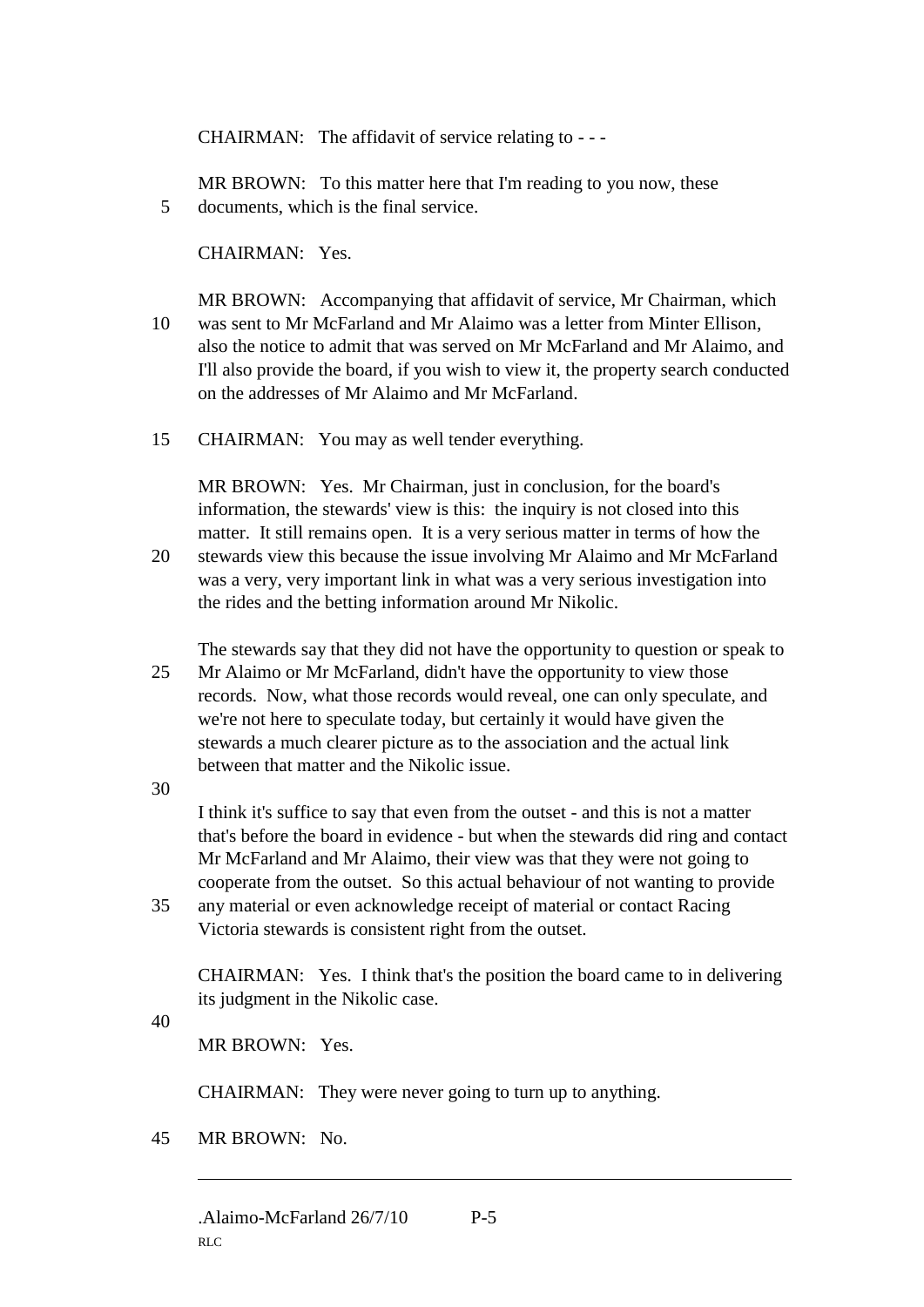CHAIRMAN: The affidavit of service relating to - - -

MR BROWN: To this matter here that I'm reading to you now, these documents, which is the final service.

CHAIRMAN: Yes.

MR BROWN: Accompanying that affidavit of service, Mr Chairman, which was sent to Mr McFarland and Mr Alaimo was a letter from Minter Ellison, also the notice to admit that was served on Mr McFarland and Mr Alaimo, and I'll also provide the board, if you wish to view it, the property search conducted on the addresses of Mr Alaimo and Mr McFarland.

CHAIRMAN: You may as well tender everything.

MR BROWN: Yes. Mr Chairman, just in conclusion, for the board's information, the stewards' view is this: the inquiry is not closed into this matter. It still remains open. It is a very serious matter in terms of how the stewards view this because the issue involving Mr Alaimo and Mr McFarland was a very, very important link in what was a very serious investigation into the rides and the betting information around Mr Nikolic.

The stewards say that they did not have the opportunity to question or speak to Mr Alaimo or Mr McFarland, didn't have the opportunity to view those records. Now, what those records would reveal, one can only speculate, and we're not here to speculate today, but certainly it would have given the stewards a much clearer picture as to the association and the actual link between that matter and the Nikolic issue.

I think it's suffice to say that even from the outset - and this is not a matter that's before the board in evidence - but when the stewards did ring and contact Mr McFarland and Mr Alaimo, their view was that they were not going to cooperate from the outset. So this actual behaviour of not wanting to provide any material or even acknowledge receipt of material or contact Racing Victoria stewards is consistent right from the outset.

CHAIRMAN: Yes. I think that's the position the board came to in delivering its judgment in the Nikolic case.

MR BROWN: Yes.

CHAIRMAN: They were never going to turn up to anything.

MR BROWN: No.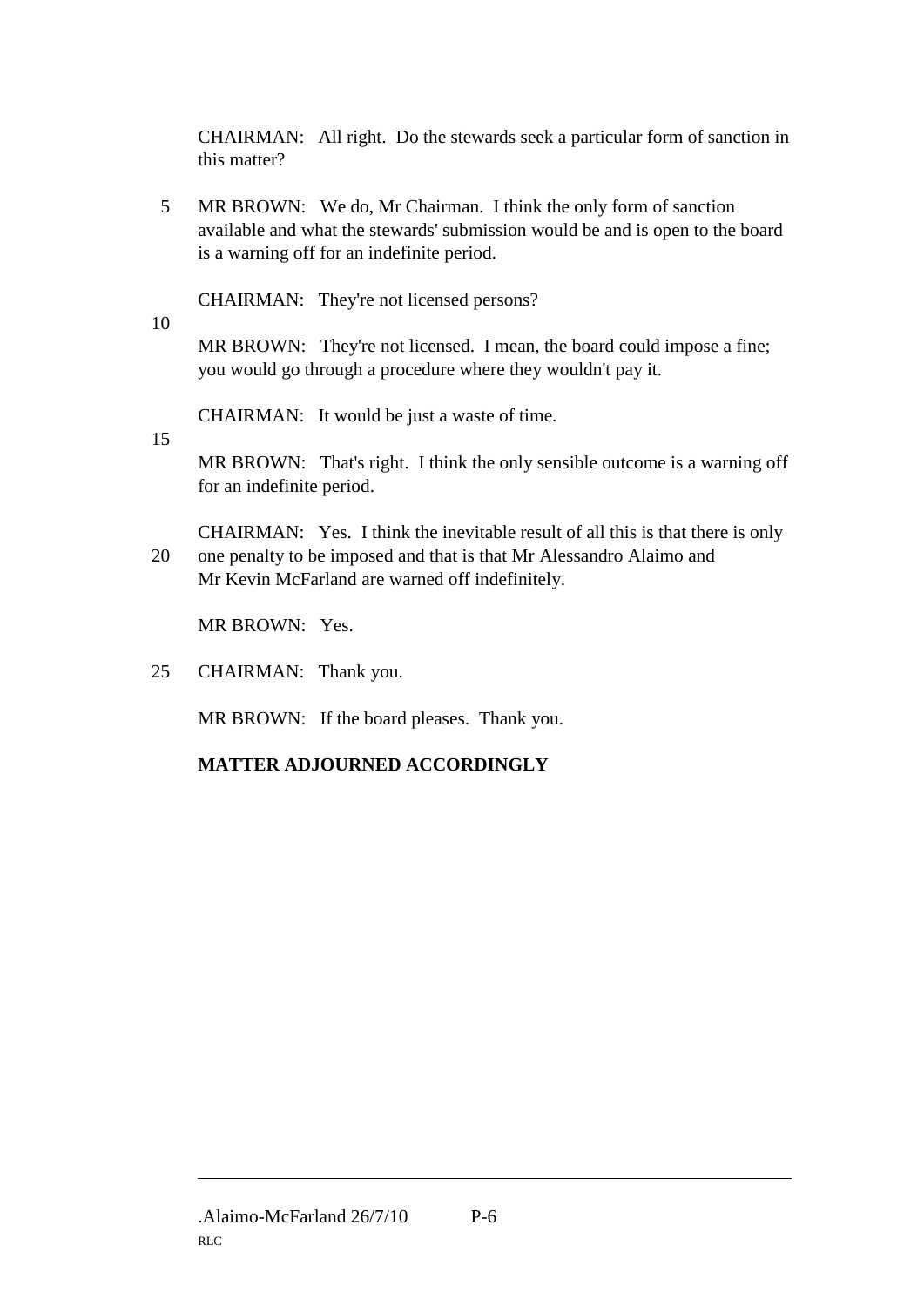CHAIRMAN: All right. Do the stewards seek a particular form of sanction in this matter?

MR BROWN: We do, Mr Chairman. I think the only form of sanction available and what the stewards' submission would be and is open to the board is a warning off for an indefinite period.

CHAIRMAN: They're not licensed persons?

MR BROWN: They're not licensed. I mean, the board could impose a fine; you would go through a procedure where they wouldn't pay it.

CHAIRMAN: It would be just a waste of time.

MR BROWN: That's right. I think the only sensible outcome is a warning off for an indefinite period.

CHAIRMAN: Yes. I think the inevitable result of all this is that there is only one penalty to be imposed and that is that Mr Alessandro Alaimo and Mr Kevin McFarland are warned off indefinitely.

MR BROWN: Yes.

CHAIRMAN: Thank you.

MR BROWN: If the board pleases. Thank you.

**MATTER ADJOURNED ACCORDINGLY**